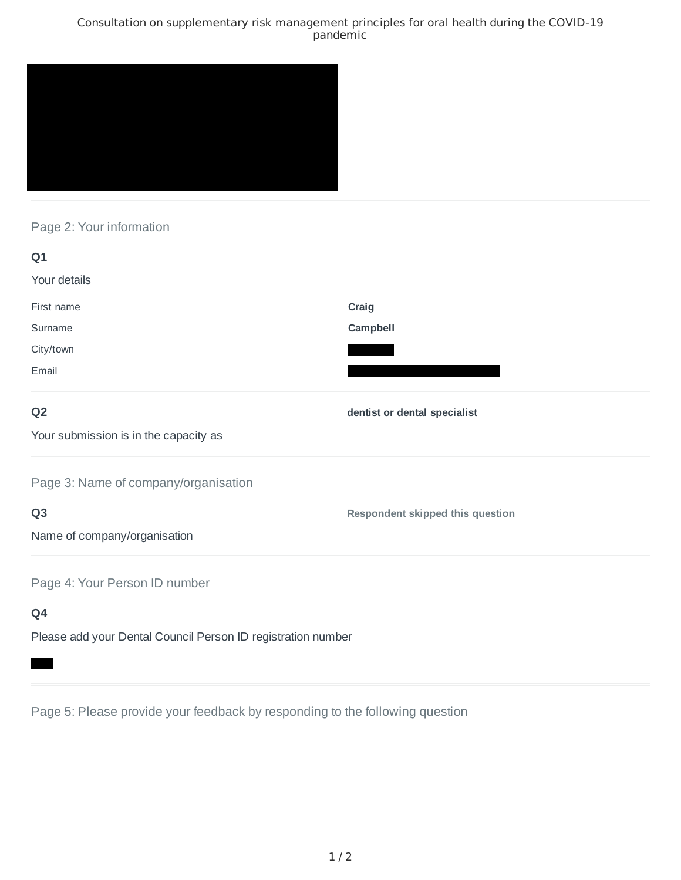# Consultation on supplementary risk management principles for oral health during the COVID-19 pandemic

## Page 2: Your information

**Q1**

Your details

| | |
|---|---|
| First name | **Craig** |
| Surname | **Campbell** |
| City/town | |
| Email | |

**Q2**

Your submission is in the capacity as

**dentist or dental specialist**

## Page 3: Name of company/organisation

**Q3**

Name of company/organisation

**Respondent skipped this question**

## Page 4: Your Person ID number

**Q4**

Please add your Dental Council Person ID registration number

## Page 5: Please provide your feedback by responding to the following question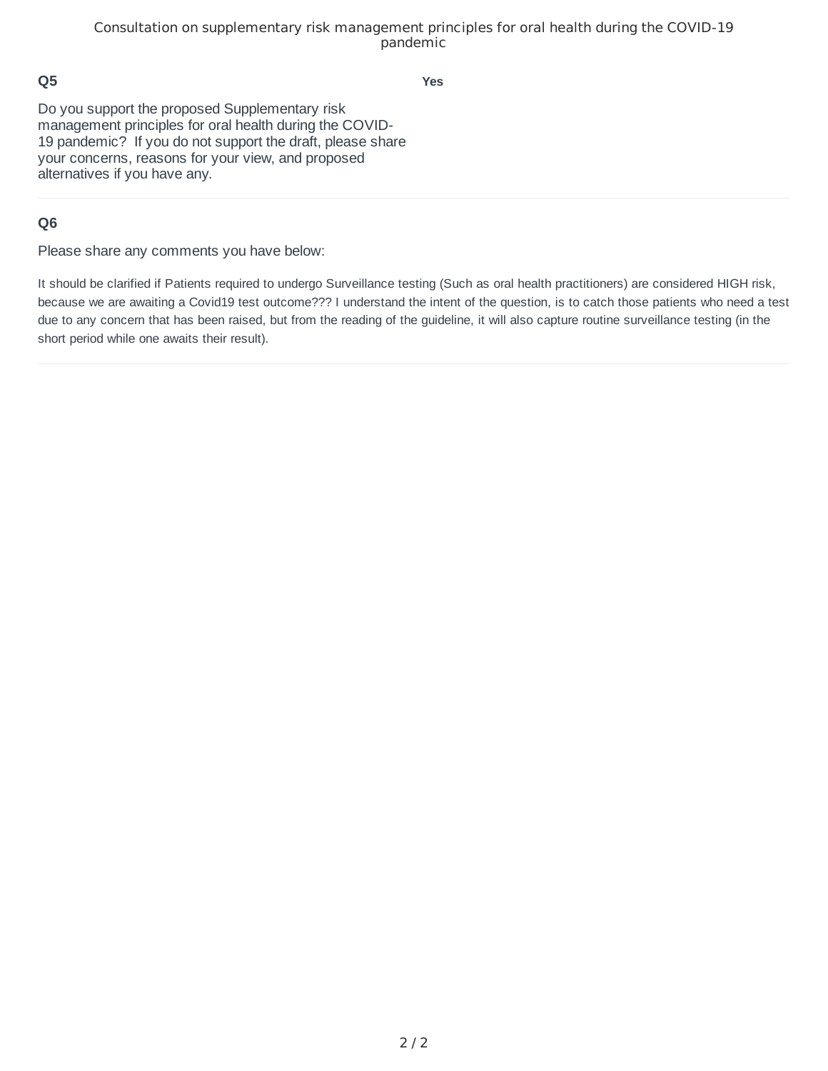### Q5

Do you support the proposed Supplementary risk management principles for oral health during the COVID-19 pandemic? If you do not support the draft, please share your concerns, reasons for your view, and proposed alternatives if you have any.

**Yes**

### Q6

Please share any comments you have below:

It should be clarified if Patients required to undergo Surveillance testing (Such as oral health practitioners) are considered HIGH risk, because we are awaiting a Covid19 test outcome??? I understand the intent of the question, is to catch those patients who need a test due to any concern that has been raised, but from the reading of the guideline, it will also capture routine surveillance testing (in the short period while one awaits their result).